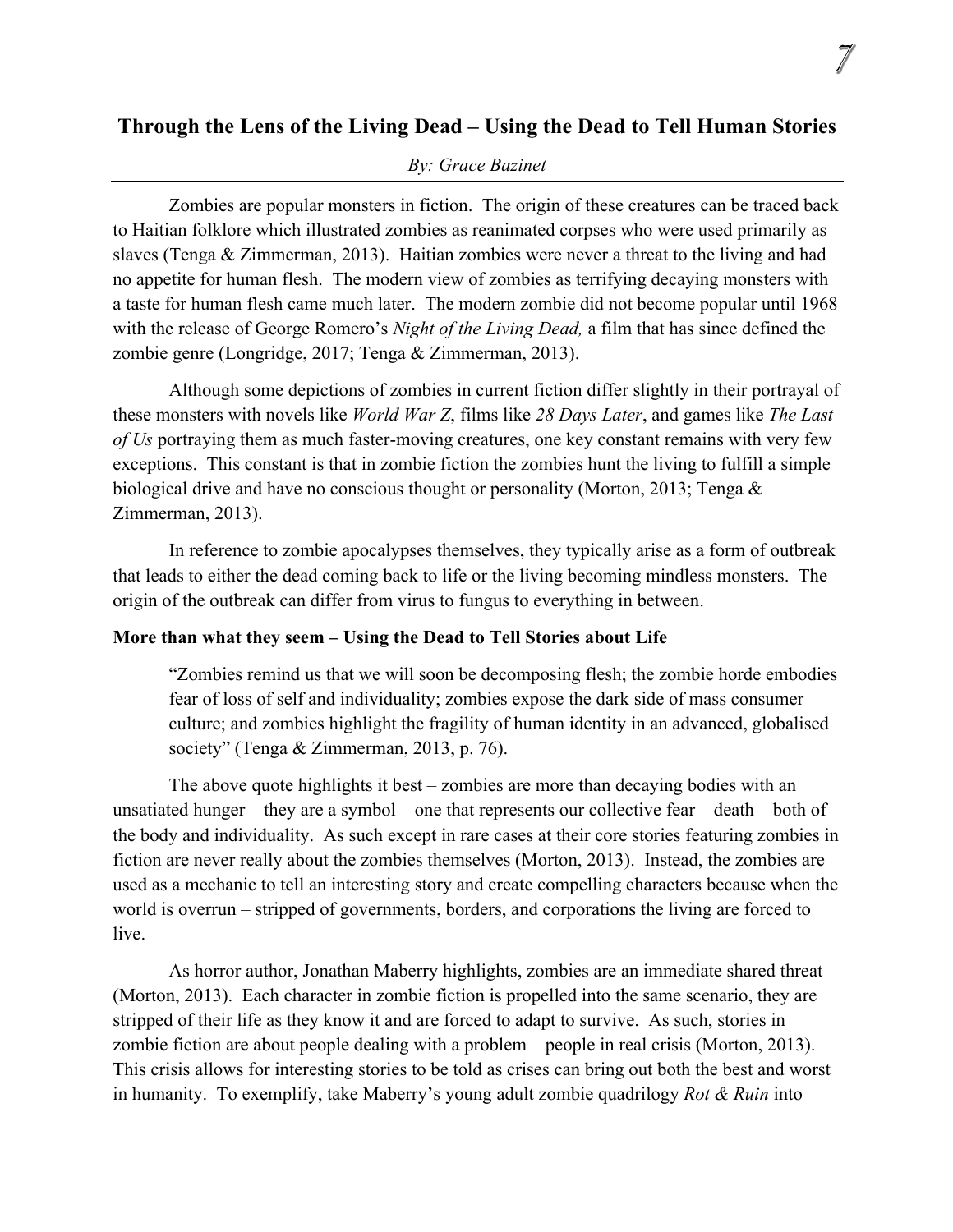# Through the Lens of the Living Dead – Using the Dead to Tell Human Stories

*By: Grace Bazinet*

Zombies are popular monsters in fiction. The origin of these creatures can be traced back to Haitian folklore which illustrated zombies as reanimated corpses who were used primarily as slaves (Tenga & Zimmerman, 2013). Haitian zombies were never a threat to the living and had no appetite for human flesh. The modern view of zombies as terrifying decaying monsters with a taste for human flesh came much later. The modern zombie did not become popular until 1968 with the release of George Romero's *Night of the Living Dead,* a film that has since defined the zombie genre (Longridge, 2017; Tenga & Zimmerman, 2013).

Although some depictions of zombies in current fiction differ slightly in their portrayal of these monsters with novels like *World War Z*, films like *28 Days Later*, and games like *The Last of Us* portraying them as much faster-moving creatures, one key constant remains with very few exceptions. This constant is that in zombie fiction the zombies hunt the living to fulfill a simple biological drive and have no conscious thought or personality (Morton, 2013; Tenga & Zimmerman, 2013).

In reference to zombie apocalypses themselves, they typically arise as a form of outbreak that leads to either the dead coming back to life or the living becoming mindless monsters. The origin of the outbreak can differ from virus to fungus to everything in between.

### More than what they seem – Using the Dead to Tell Stories about Life

> "Zombies remind us that we will soon be decomposing flesh; the zombie horde embodies fear of loss of self and individuality; zombies expose the dark side of mass consumer culture; and zombies highlight the fragility of human identity in an advanced, globalised society" (Tenga & Zimmerman, 2013, p. 76).

The above quote highlights it best – zombies are more than decaying bodies with an unsatiated hunger – they are a symbol – one that represents our collective fear – death – both of the body and individuality. As such except in rare cases at their core stories featuring zombies in fiction are never really about the zombies themselves (Morton, 2013). Instead, the zombies are used as a mechanic to tell an interesting story and create compelling characters because when the world is overrun – stripped of governments, borders, and corporations the living are forced to live.

As horror author, Jonathan Maberry highlights, zombies are an immediate shared threat (Morton, 2013). Each character in zombie fiction is propelled into the same scenario, they are stripped of their life as they know it and are forced to adapt to survive. As such, stories in zombie fiction are about people dealing with a problem – people in real crisis (Morton, 2013). This crisis allows for interesting stories to be told as crises can bring out both the best and worst in humanity. To exemplify, take Maberry's young adult zombie quadrilogy *Rot & Ruin* into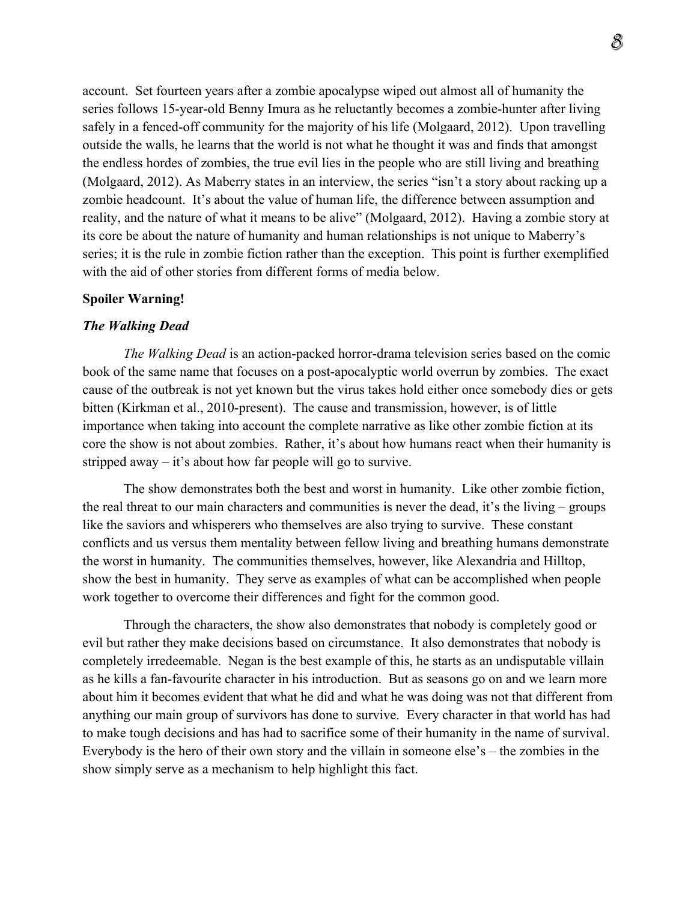account. Set fourteen years after a zombie apocalypse wiped out almost all of humanity the series follows 15-year-old Benny Imura as he reluctantly becomes a zombie-hunter after living safely in a fenced-off community for the majority of his life (Molgaard, 2012). Upon travelling outside the walls, he learns that the world is not what he thought it was and finds that amongst the endless hordes of zombies, the true evil lies in the people who are still living and breathing (Molgaard, 2012). As Maberry states in an interview, the series "isn't a story about racking up a zombie headcount. It's about the value of human life, the difference between assumption and reality, and the nature of what it means to be alive" (Molgaard, 2012). Having a zombie story at its core be about the nature of humanity and human relationships is not unique to Maberry's series; it is the rule in zombie fiction rather than the exception. This point is further exemplified with the aid of other stories from different forms of media below.

**Spoiler Warning!**

***The Walking Dead***

*The Walking Dead* is an action-packed horror-drama television series based on the comic book of the same name that focuses on a post-apocalyptic world overrun by zombies. The exact cause of the outbreak is not yet known but the virus takes hold either once somebody dies or gets bitten (Kirkman et al., 2010-present). The cause and transmission, however, is of little importance when taking into account the complete narrative as like other zombie fiction at its core the show is not about zombies. Rather, it's about how humans react when their humanity is stripped away – it's about how far people will go to survive.

The show demonstrates both the best and worst in humanity. Like other zombie fiction, the real threat to our main characters and communities is never the dead, it's the living – groups like the saviors and whisperers who themselves are also trying to survive. These constant conflicts and us versus them mentality between fellow living and breathing humans demonstrate the worst in humanity. The communities themselves, however, like Alexandria and Hilltop, show the best in humanity. They serve as examples of what can be accomplished when people work together to overcome their differences and fight for the common good.

Through the characters, the show also demonstrates that nobody is completely good or evil but rather they make decisions based on circumstance. It also demonstrates that nobody is completely irredeemable. Negan is the best example of this, he starts as an undisputable villain as he kills a fan-favourite character in his introduction. But as seasons go on and we learn more about him it becomes evident that what he did and what he was doing was not that different from anything our main group of survivors has done to survive. Every character in that world has had to make tough decisions and has had to sacrifice some of their humanity in the name of survival. Everybody is the hero of their own story and the villain in someone else's – the zombies in the show simply serve as a mechanism to help highlight this fact.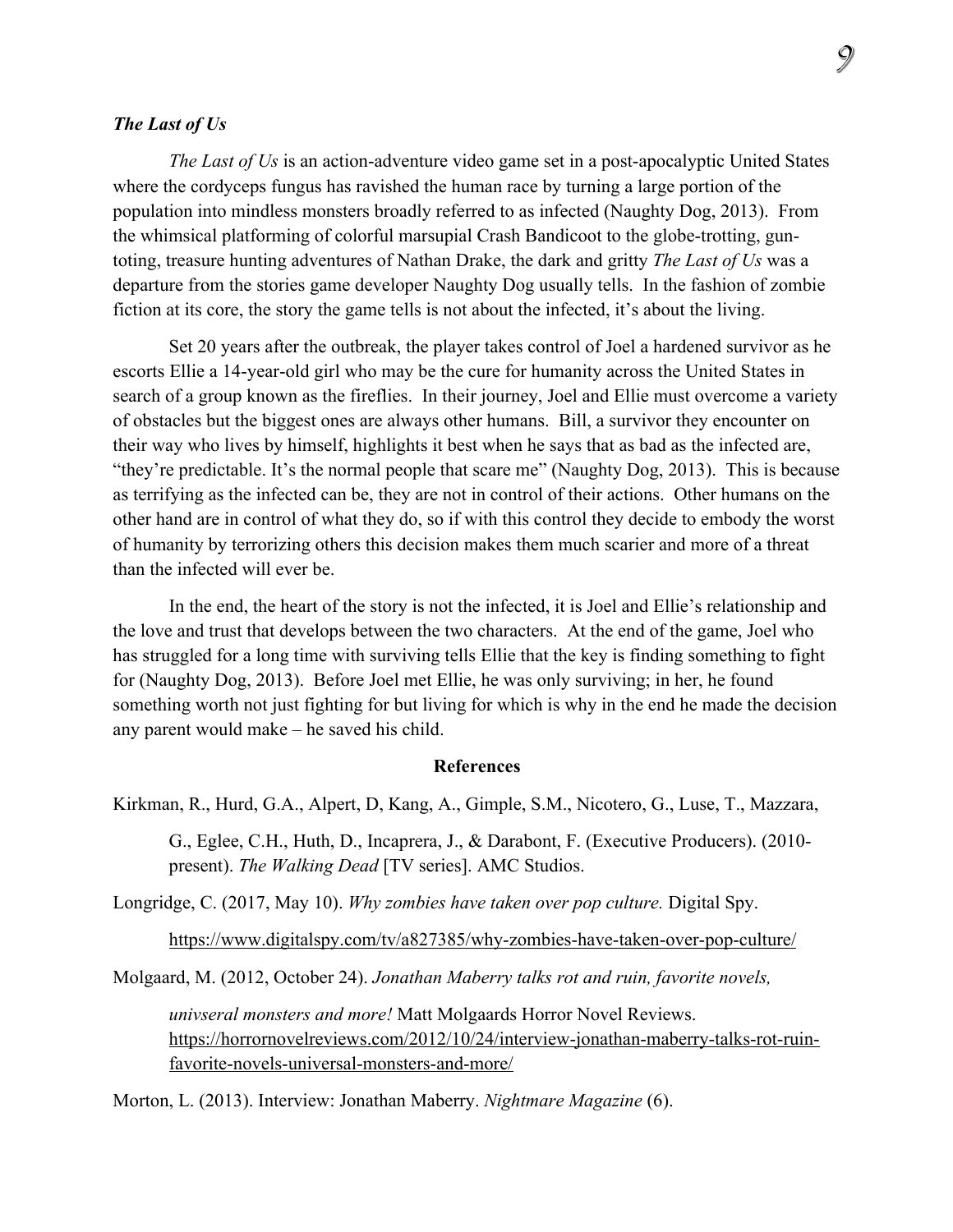***The Last of Us***

*The Last of Us* is an action-adventure video game set in a post-apocalyptic United States where the cordyceps fungus has ravished the human race by turning a large portion of the population into mindless monsters broadly referred to as infected (Naughty Dog, 2013). From the whimsical platforming of colorful marsupial Crash Bandicoot to the globe-trotting, gun-toting, treasure hunting adventures of Nathan Drake, the dark and gritty *The Last of Us* was a departure from the stories game developer Naughty Dog usually tells. In the fashion of zombie fiction at its core, the story the game tells is not about the infected, it's about the living.

Set 20 years after the outbreak, the player takes control of Joel a hardened survivor as he escorts Ellie a 14-year-old girl who may be the cure for humanity across the United States in search of a group known as the fireflies. In their journey, Joel and Ellie must overcome a variety of obstacles but the biggest ones are always other humans. Bill, a survivor they encounter on their way who lives by himself, highlights it best when he says that as bad as the infected are, "they're predictable. It's the normal people that scare me" (Naughty Dog, 2013). This is because as terrifying as the infected can be, they are not in control of their actions. Other humans on the other hand are in control of what they do, so if with this control they decide to embody the worst of humanity by terrorizing others this decision makes them much scarier and more of a threat than the infected will ever be.

In the end, the heart of the story is not the infected, it is Joel and Ellie's relationship and the love and trust that develops between the two characters. At the end of the game, Joel who has struggled for a long time with surviving tells Ellie that the key is finding something to fight for (Naughty Dog, 2013). Before Joel met Ellie, he was only surviving; in her, he found something worth not just fighting for but living for which is why in the end he made the decision any parent would make – he saved his child.

## References

Kirkman, R., Hurd, G.A., Alpert, D, Kang, A., Gimple, S.M., Nicotero, G., Luse, T., Mazzara, G., Eglee, C.H., Huth, D., Incaprera, J., & Darabont, F. (Executive Producers). (2010-present). *The Walking Dead* [TV series]. AMC Studios.

Longridge, C. (2017, May 10). *Why zombies have taken over pop culture.* Digital Spy. https://www.digitalspy.com/tv/a827385/why-zombies-have-taken-over-pop-culture/

Molgaard, M. (2012, October 24). *Jonathan Maberry talks rot and ruin, favorite novels, univseral monsters and more!* Matt Molgaards Horror Novel Reviews. https://horrornovelreviews.com/2012/10/24/interview-jonathan-maberry-talks-rot-ruin-favorite-novels-universal-monsters-and-more/

Morton, L. (2013). Interview: Jonathan Maberry. *Nightmare Magazine* (6).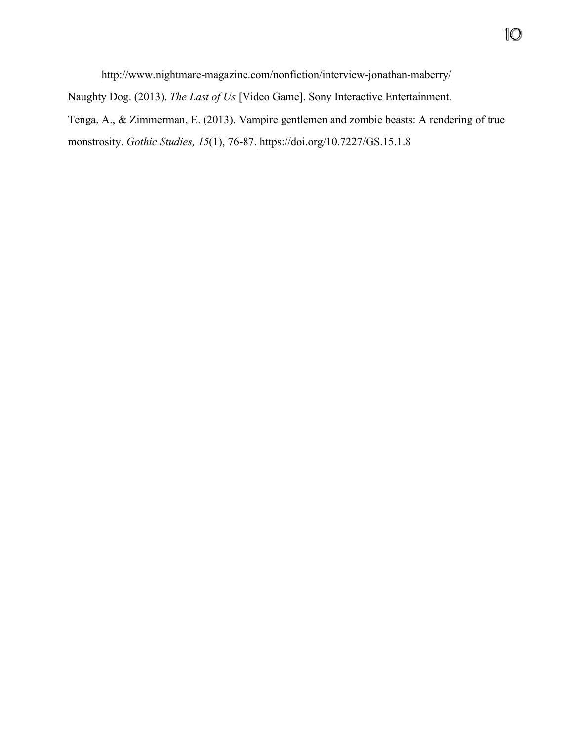http://www.nightmare-magazine.com/nonfiction/interview-jonathan-maberry/

Naughty Dog. (2013). *The Last of Us* [Video Game]. Sony Interactive Entertainment.

Tenga, A., & Zimmerman, E. (2013). Vampire gentlemen and zombie beasts: A rendering of true monstrosity. *Gothic Studies, 15*(1), 76-87. https://doi.org/10.7227/GS.15.1.8